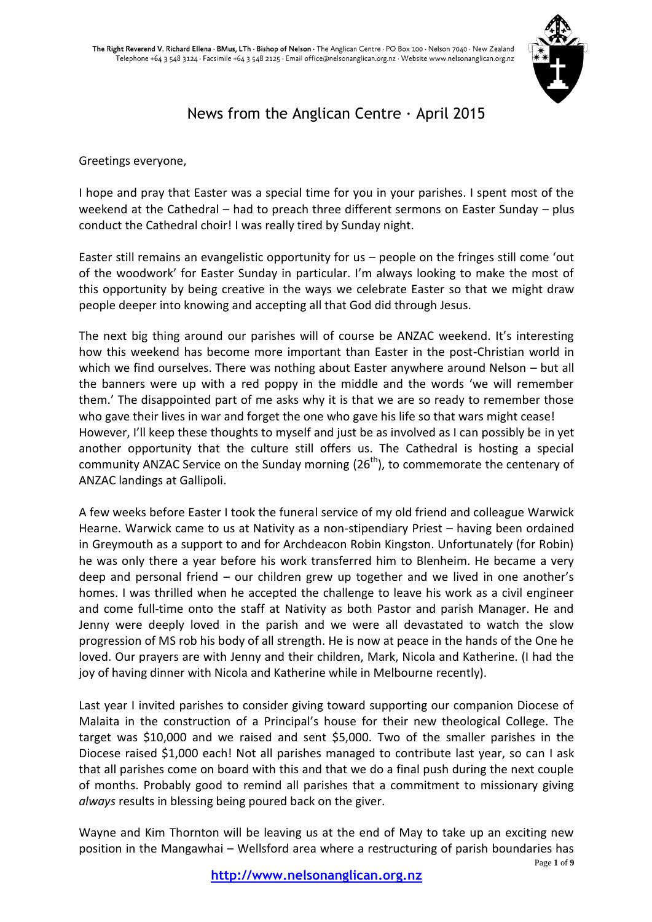The Right Reverend V. Richard Ellena · BMus, LTh · Bishop of Nelson · The Anglican Centre · PO Box 100 · Nelson 7040 · New Zealand
Telephone +64 3 548 3124 · Facsimile +64 3 548 2125 · Email office@nelsonanglican.org.nz · Website www.nelsonanglican.org.nz

# News from the Anglican Centre · April 2015

Greetings everyone,

I hope and pray that Easter was a special time for you in your parishes. I spent most of the weekend at the Cathedral – had to preach three different sermons on Easter Sunday – plus conduct the Cathedral choir! I was really tired by Sunday night.

Easter still remains an evangelistic opportunity for us – people on the fringes still come 'out of the woodwork' for Easter Sunday in particular. I'm always looking to make the most of this opportunity by being creative in the ways we celebrate Easter so that we might draw people deeper into knowing and accepting all that God did through Jesus.

The next big thing around our parishes will of course be ANZAC weekend. It's interesting how this weekend has become more important than Easter in the post-Christian world in which we find ourselves. There was nothing about Easter anywhere around Nelson – but all the banners were up with a red poppy in the middle and the words 'we will remember them.' The disappointed part of me asks why it is that we are so ready to remember those who gave their lives in war and forget the one who gave his life so that wars might cease! However, I'll keep these thoughts to myself and just be as involved as I can possibly be in yet another opportunity that the culture still offers us. The Cathedral is hosting a special community ANZAC Service on the Sunday morning (26th), to commemorate the centenary of ANZAC landings at Gallipoli.

A few weeks before Easter I took the funeral service of my old friend and colleague Warwick Hearne. Warwick came to us at Nativity as a non-stipendiary Priest – having been ordained in Greymouth as a support to and for Archdeacon Robin Kingston. Unfortunately (for Robin) he was only there a year before his work transferred him to Blenheim. He became a very deep and personal friend – our children grew up together and we lived in one another's homes. I was thrilled when he accepted the challenge to leave his work as a civil engineer and come full-time onto the staff at Nativity as both Pastor and parish Manager. He and Jenny were deeply loved in the parish and we were all devastated to watch the slow progression of MS rob his body of all strength. He is now at peace in the hands of the One he loved. Our prayers are with Jenny and their children, Mark, Nicola and Katherine. (I had the joy of having dinner with Nicola and Katherine while in Melbourne recently).

Last year I invited parishes to consider giving toward supporting our companion Diocese of Malaita in the construction of a Principal's house for their new theological College. The target was $10,000 and we raised and sent $5,000. Two of the smaller parishes in the Diocese raised $1,000 each! Not all parishes managed to contribute last year, so can I ask that all parishes come on board with this and that we do a final push during the next couple of months. Probably good to remind all parishes that a commitment to missionary giving *always* results in blessing being poured back on the giver.

Wayne and Kim Thornton will be leaving us at the end of May to take up an exciting new position in the Mangawhai – Wellsford area where a restructuring of parish boundaries has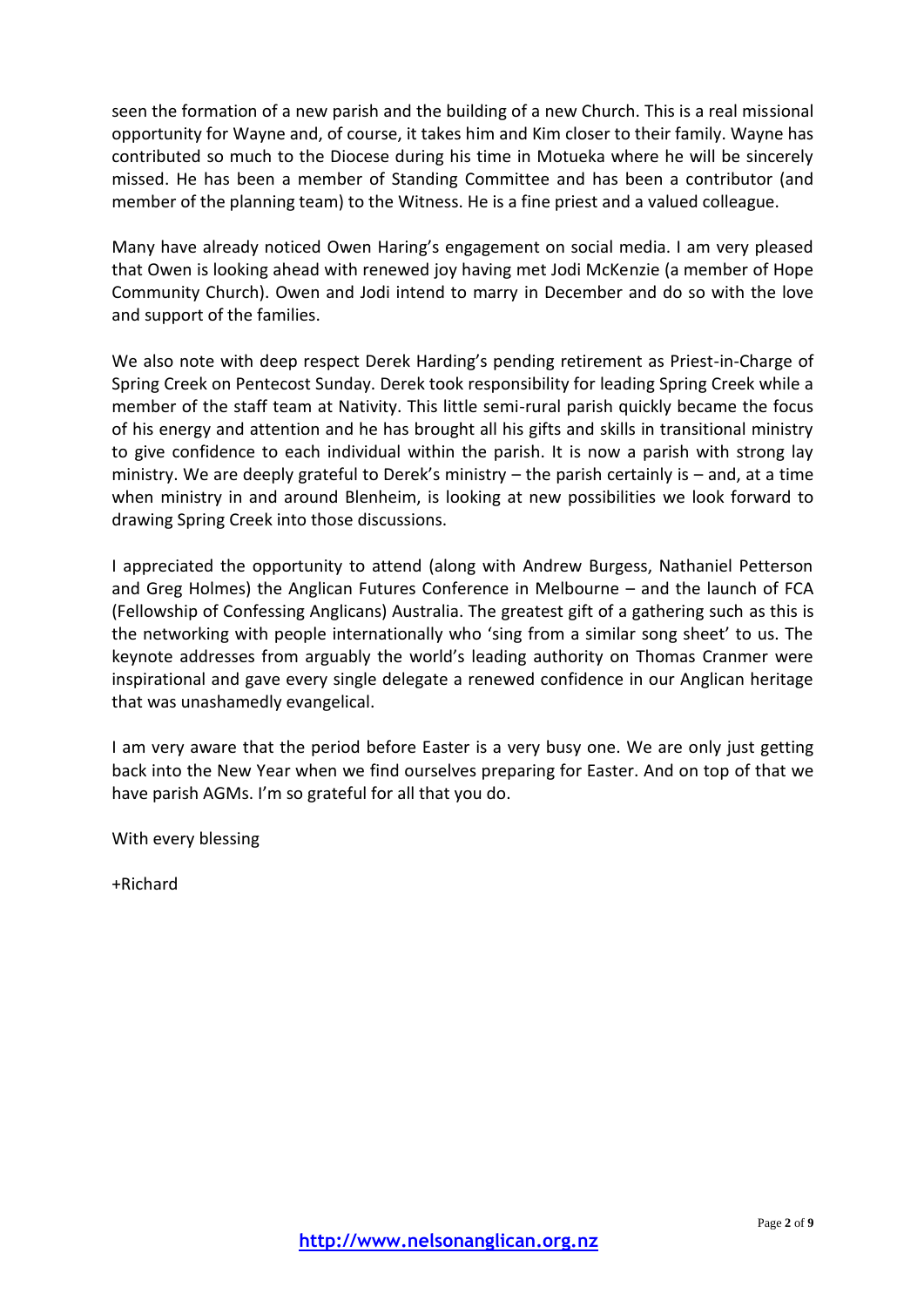seen the formation of a new parish and the building of a new Church. This is a real missional opportunity for Wayne and, of course, it takes him and Kim closer to their family. Wayne has contributed so much to the Diocese during his time in Motueka where he will be sincerely missed. He has been a member of Standing Committee and has been a contributor (and member of the planning team) to the Witness. He is a fine priest and a valued colleague.

Many have already noticed Owen Haring's engagement on social media. I am very pleased that Owen is looking ahead with renewed joy having met Jodi McKenzie (a member of Hope Community Church). Owen and Jodi intend to marry in December and do so with the love and support of the families.

We also note with deep respect Derek Harding's pending retirement as Priest-in-Charge of Spring Creek on Pentecost Sunday. Derek took responsibility for leading Spring Creek while a member of the staff team at Nativity. This little semi-rural parish quickly became the focus of his energy and attention and he has brought all his gifts and skills in transitional ministry to give confidence to each individual within the parish. It is now a parish with strong lay ministry. We are deeply grateful to Derek's ministry – the parish certainly is – and, at a time when ministry in and around Blenheim, is looking at new possibilities we look forward to drawing Spring Creek into those discussions.

I appreciated the opportunity to attend (along with Andrew Burgess, Nathaniel Petterson and Greg Holmes) the Anglican Futures Conference in Melbourne – and the launch of FCA (Fellowship of Confessing Anglicans) Australia. The greatest gift of a gathering such as this is the networking with people internationally who 'sing from a similar song sheet' to us. The keynote addresses from arguably the world's leading authority on Thomas Cranmer were inspirational and gave every single delegate a renewed confidence in our Anglican heritage that was unashamedly evangelical.

I am very aware that the period before Easter is a very busy one. We are only just getting back into the New Year when we find ourselves preparing for Easter. And on top of that we have parish AGMs. I'm so grateful for all that you do.

With every blessing

+Richard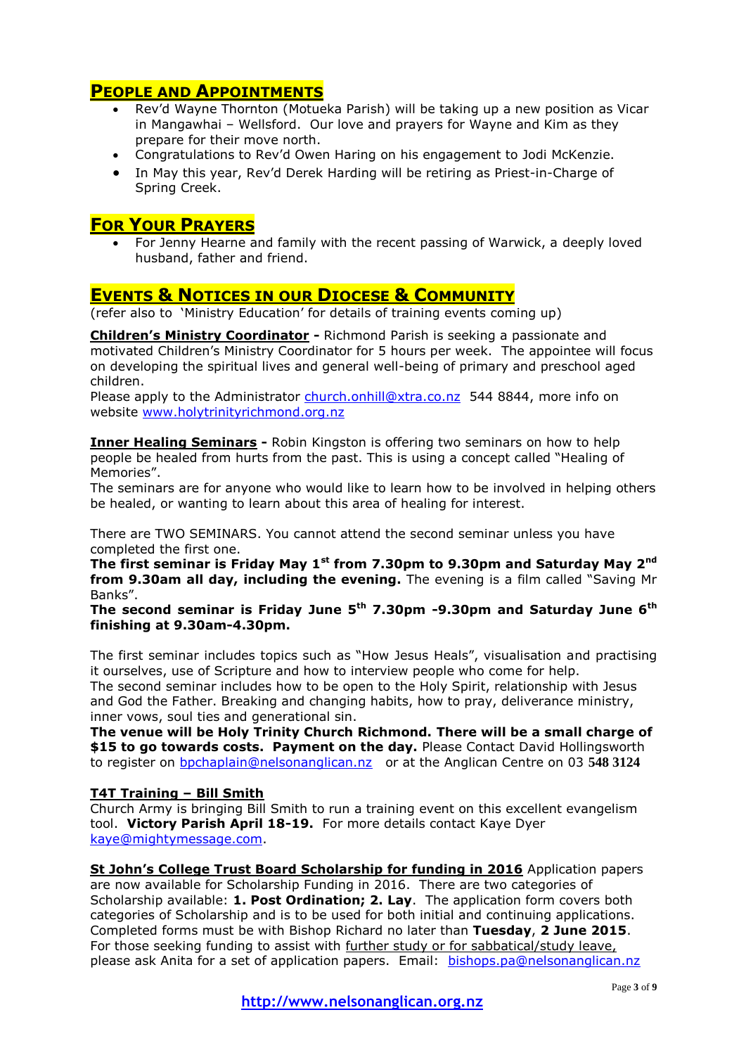## People and Appointments

- Rev'd Wayne Thornton (Motueka Parish) will be taking up a new position as Vicar in Mangawhai – Wellsford. Our love and prayers for Wayne and Kim as they prepare for their move north.
- Congratulations to Rev'd Owen Haring on his engagement to Jodi McKenzie.
- In May this year, Rev'd Derek Harding will be retiring as Priest-in-Charge of Spring Creek.

## For Your Prayers

- For Jenny Hearne and family with the recent passing of Warwick, a deeply loved husband, father and friend.

## Events & Notices in our Diocese & Community

(refer also to 'Ministry Education' for details of training events coming up)

**Children's Ministry Coordinator -** Richmond Parish is seeking a passionate and motivated Children's Ministry Coordinator for 5 hours per week. The appointee will focus on developing the spiritual lives and general well-being of primary and preschool aged children.
Please apply to the Administrator church.onhill@xtra.co.nz 544 8844, more info on website www.holytrinityrichmond.org.nz

**Inner Healing Seminars -** Robin Kingston is offering two seminars on how to help people be healed from hurts from the past. This is using a concept called "Healing of Memories".
The seminars are for anyone who would like to learn how to be involved in helping others be healed, or wanting to learn about this area of healing for interest.

There are TWO SEMINARS. You cannot attend the second seminar unless you have completed the first one.
**The first seminar is Friday May 1st from 7.30pm to 9.30pm and Saturday May 2nd from 9.30am all day, including the evening.** The evening is a film called "Saving Mr Banks".
**The second seminar is Friday June 5th 7.30pm -9.30pm and Saturday June 6th finishing at 9.30am-4.30pm.**

The first seminar includes topics such as "How Jesus Heals", visualisation and practising it ourselves, use of Scripture and how to interview people who come for help.
The second seminar includes how to be open to the Holy Spirit, relationship with Jesus and God the Father. Breaking and changing habits, how to pray, deliverance ministry, inner vows, soul ties and generational sin.
**The venue will be Holy Trinity Church Richmond. There will be a small charge of $15 to go towards costs. Payment on the day.** Please Contact David Hollingsworth to register on bpchaplain@nelsonanglican.nz or at the Anglican Centre on 03 **548 3124**

**T4T Training – Bill Smith**
Church Army is bringing Bill Smith to run a training event on this excellent evangelism tool. **Victory Parish April 18-19.** For more details contact Kaye Dyer kaye@mightymessage.com.

**St John's College Trust Board Scholarship for funding in 2016** Application papers are now available for Scholarship Funding in 2016. There are two categories of Scholarship available: **1. Post Ordination; 2. Lay**. The application form covers both categories of Scholarship and is to be used for both initial and continuing applications. Completed forms must be with Bishop Richard no later than **Tuesday**, **2 June 2015**. For those seeking funding to assist with further study or for sabbatical/study leave, please ask Anita for a set of application papers. Email: bishops.pa@nelsonanglican.nz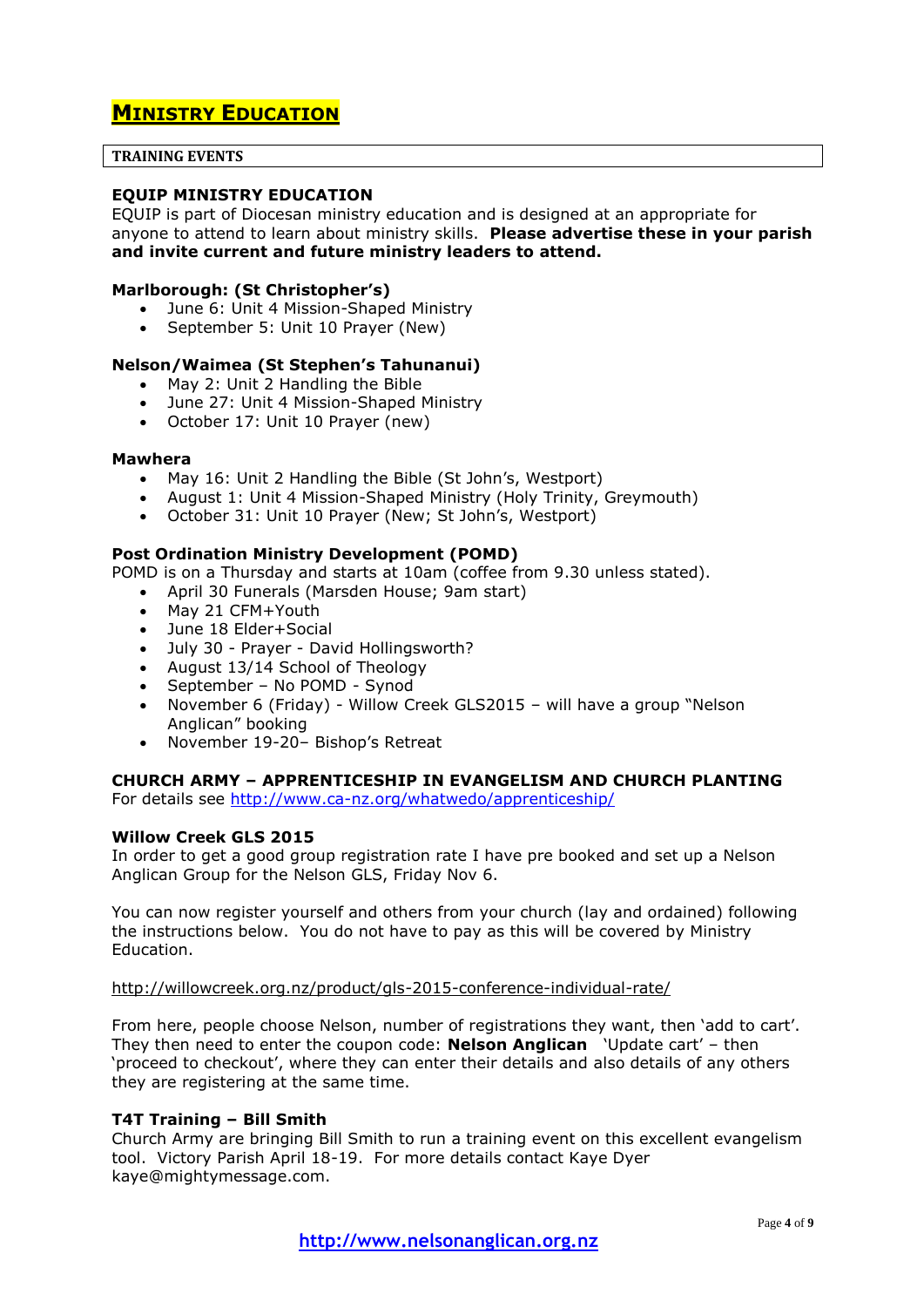# MINISTRY EDUCATION

**TRAINING EVENTS**

### EQUIP MINISTRY EDUCATION

EQUIP is part of Diocesan ministry education and is designed at an appropriate for anyone to attend to learn about ministry skills. **Please advertise these in your parish and invite current and future ministry leaders to attend.**

**Marlborough: (St Christopher's)**

- June 6: Unit 4 Mission-Shaped Ministry
- September 5: Unit 10 Prayer (New)

**Nelson/Waimea (St Stephen's Tahunanui)**

- May 2: Unit 2 Handling the Bible
- June 27: Unit 4 Mission-Shaped Ministry
- October 17: Unit 10 Prayer (new)

**Mawhera**

- May 16: Unit 2 Handling the Bible (St John's, Westport)
- August 1: Unit 4 Mission-Shaped Ministry (Holy Trinity, Greymouth)
- October 31: Unit 10 Prayer (New; St John's, Westport)

### Post Ordination Ministry Development (POMD)

POMD is on a Thursday and starts at 10am (coffee from 9.30 unless stated).

- April 30 Funerals (Marsden House; 9am start)
- May 21 CFM+Youth
- June 18 Elder+Social
- July 30 - Prayer - David Hollingsworth?
- August 13/14 School of Theology
- September – No POMD - Synod
- November 6 (Friday) - Willow Creek GLS2015 – will have a group "Nelson Anglican" booking
- November 19-20– Bishop's Retreat

### CHURCH ARMY – APPRENTICESHIP IN EVANGELISM AND CHURCH PLANTING

For details see http://www.ca-nz.org/whatwedo/apprenticeship/

### Willow Creek GLS 2015

In order to get a good group registration rate I have pre booked and set up a Nelson Anglican Group for the Nelson GLS, Friday Nov 6.

You can now register yourself and others from your church (lay and ordained) following the instructions below. You do not have to pay as this will be covered by Ministry Education.

http://willowcreek.org.nz/product/gls-2015-conference-individual-rate/

From here, people choose Nelson, number of registrations they want, then 'add to cart'. They then need to enter the coupon code: **Nelson Anglican** 'Update cart' – then 'proceed to checkout', where they can enter their details and also details of any others they are registering at the same time.

### T4T Training – Bill Smith

Church Army are bringing Bill Smith to run a training event on this excellent evangelism tool. Victory Parish April 18-19. For more details contact Kaye Dyer kaye@mightymessage.com.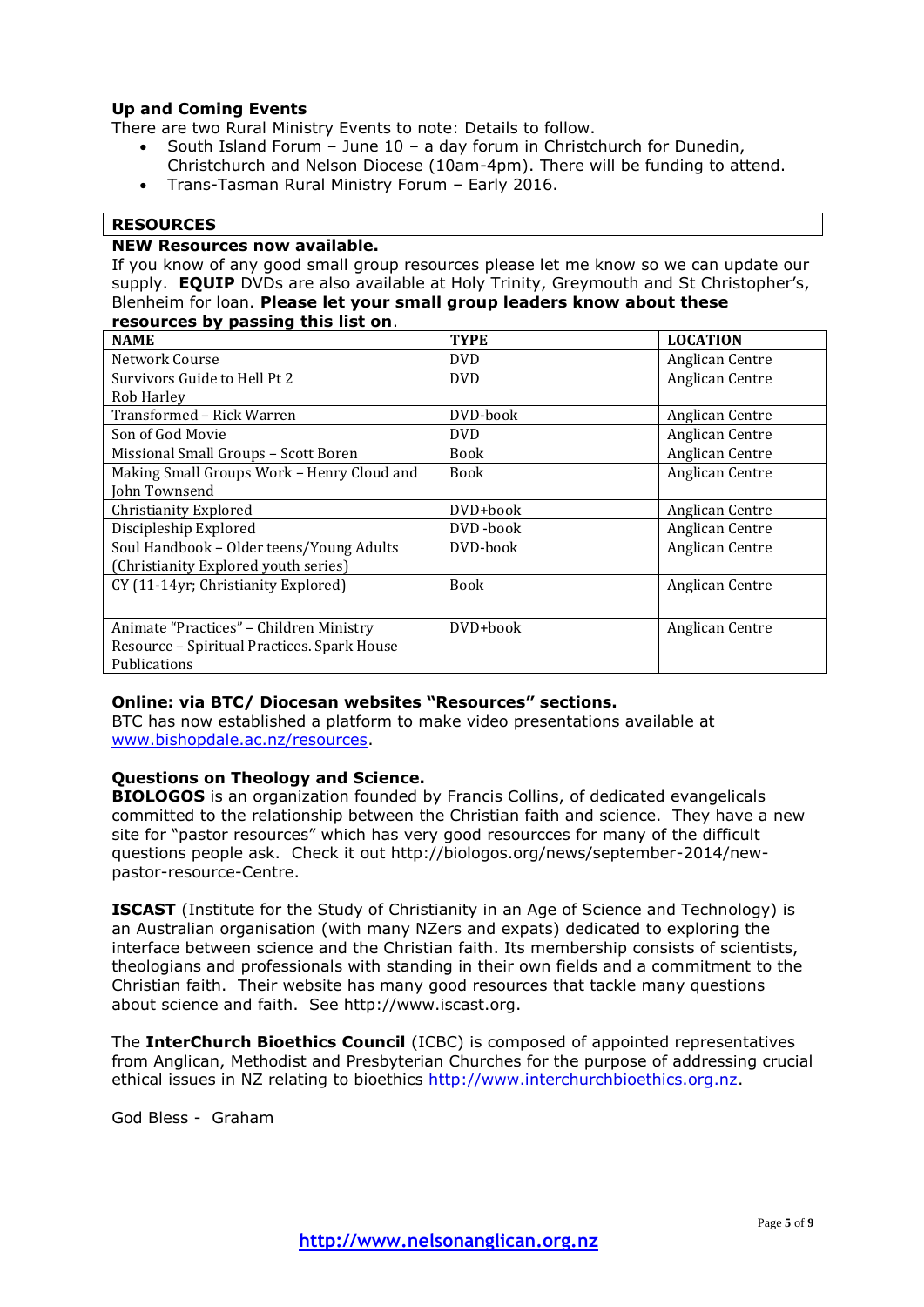### Up and Coming Events

There are two Rural Ministry Events to note: Details to follow.

- South Island Forum – June 10 – a day forum in Christchurch for Dunedin, Christchurch and Nelson Diocese (10am-4pm). There will be funding to attend.
- Trans-Tasman Rural Ministry Forum – Early 2016.

## RESOURCES

**NEW Resources now available.**

If you know of any good small group resources please let me know so we can update our supply. **EQUIP** DVDs are also available at Holy Trinity, Greymouth and St Christopher's, Blenheim for loan. **Please let your small group leaders know about these resources by passing this list on**.

| NAME | TYPE | LOCATION |
|---|---|---|
| Network Course | DVD | Anglican Centre |
| Survivors Guide to Hell Pt 2 Rob Harley | DVD | Anglican Centre |
| Transformed – Rick Warren | DVD-book | Anglican Centre |
| Son of God Movie | DVD | Anglican Centre |
| Missional Small Groups – Scott Boren | Book | Anglican Centre |
| Making Small Groups Work – Henry Cloud and John Townsend | Book | Anglican Centre |
| Christianity Explored | DVD+book | Anglican Centre |
| Discipleship Explored | DVD -book | Anglican Centre |
| Soul Handbook – Older teens/Young Adults (Christianity Explored youth series) | DVD-book | Anglican Centre |
| CY (11-14yr; Christianity Explored) | Book | Anglican Centre |
| Animate "Practices" – Children Ministry Resource – Spiritual Practices. Spark House Publications | DVD+book | Anglican Centre |

**Online: via BTC/ Diocesan websites "Resources" sections.**

BTC has now established a platform to make video presentations available at www.bishopdale.ac.nz/resources.

**Questions on Theology and Science.**

**BIOLOGOS** is an organization founded by Francis Collins, of dedicated evangelicals committed to the relationship between the Christian faith and science. They have a new site for "pastor resources" which has very good resourcces for many of the difficult questions people ask. Check it out http://biologos.org/news/september-2014/new-pastor-resource-Centre.

**ISCAST** (Institute for the Study of Christianity in an Age of Science and Technology) is an Australian organisation (with many NZers and expats) dedicated to exploring the interface between science and the Christian faith. Its membership consists of scientists, theologians and professionals with standing in their own fields and a commitment to the Christian faith. Their website has many good resources that tackle many questions about science and faith. See http://www.iscast.org.

The **InterChurch Bioethics Council** (ICBC) is composed of appointed representatives from Anglican, Methodist and Presbyterian Churches for the purpose of addressing crucial ethical issues in NZ relating to bioethics http://www.interchurchbioethics.org.nz.

God Bless - Graham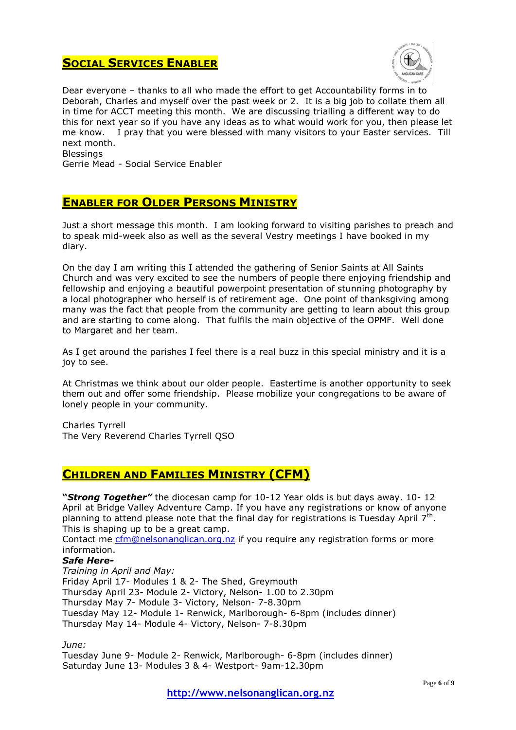## SOCIAL SERVICES ENABLER

Dear everyone – thanks to all who made the effort to get Accountability forms in to Deborah, Charles and myself over the past week or 2. It is a big job to collate them all in time for ACCT meeting this month. We are discussing trialling a different way to do this for next year so if you have any ideas as to what would work for you, then please let me know. I pray that you were blessed with many visitors to your Easter services. Till next month.

Blessings

Gerrie Mead - Social Service Enabler

## ENABLER FOR OLDER PERSONS MINISTRY

Just a short message this month. I am looking forward to visiting parishes to preach and to speak mid-week also as well as the several Vestry meetings I have booked in my diary.

On the day I am writing this I attended the gathering of Senior Saints at All Saints Church and was very excited to see the numbers of people there enjoying friendship and fellowship and enjoying a beautiful powerpoint presentation of stunning photography by a local photographer who herself is of retirement age. One point of thanksgiving among many was the fact that people from the community are getting to learn about this group and are starting to come along. That fulfils the main objective of the OPMF. Well done to Margaret and her team.

As I get around the parishes I feel there is a real buzz in this special ministry and it is a joy to see.

At Christmas we think about our older people. Eastertime is another opportunity to seek them out and offer some friendship. Please mobilize your congregations to be aware of lonely people in your community.

Charles Tyrrell

The Very Reverend Charles Tyrrell QSO

## CHILDREN AND FAMILIES MINISTRY (CFM)

***"Strong Together"*** the diocesan camp for 10-12 Year olds is but days away. 10- 12 April at Bridge Valley Adventure Camp. If you have any registrations or know of anyone planning to attend please note that the final day for registrations is Tuesday April 7th. This is shaping up to be a great camp.

Contact me cfm@nelsonanglican.org.nz if you require any registration forms or more information.

***Safe Here-***

*Training in April and May:*

Friday April 17- Modules 1 & 2- The Shed, Greymouth

Thursday April 23- Module 2- Victory, Nelson- 1.00 to 2.30pm

Thursday May 7- Module 3- Victory, Nelson- 7-8.30pm

Tuesday May 12- Module 1- Renwick, Marlborough- 6-8pm (includes dinner)

Thursday May 14- Module 4- Victory, Nelson- 7-8.30pm

*June:*

Tuesday June 9- Module 2- Renwick, Marlborough- 6-8pm (includes dinner)

Saturday June 13- Modules 3 & 4- Westport- 9am-12.30pm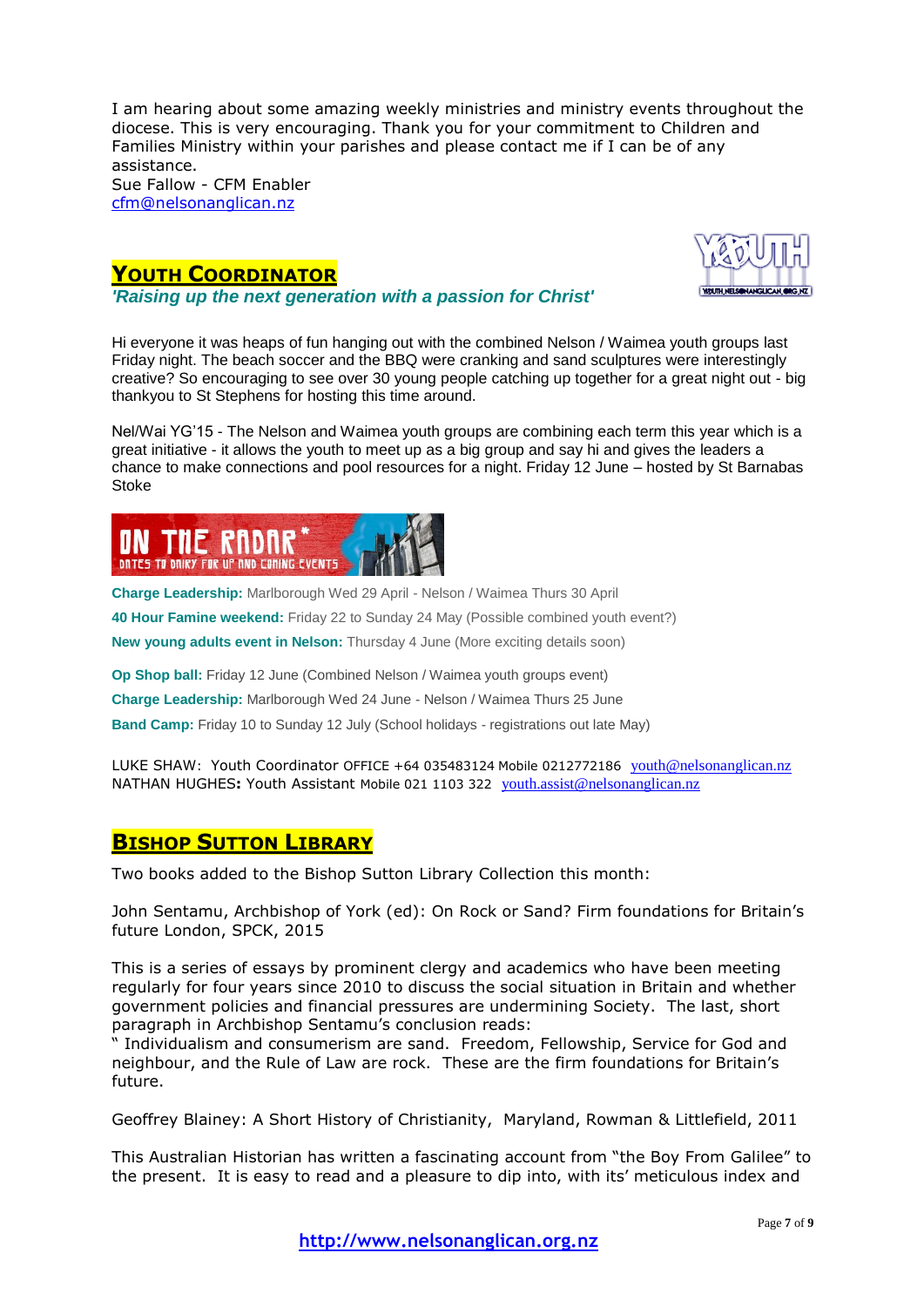I am hearing about some amazing weekly ministries and ministry events throughout the diocese. This is very encouraging. Thank you for your commitment to Children and Families Ministry within your parishes and please contact me if I can be of any assistance.
Sue Fallow - CFM Enabler
cfm@nelsonanglican.nz

## Youth Coordinator

***'Raising up the next generation with a passion for Christ'***

Hi everyone it was heaps of fun hanging out with the combined Nelson / Waimea youth groups last Friday night. The beach soccer and the BBQ were cranking and sand sculptures were interestingly creative? So encouraging to see over 30 young people catching up together for a great night out - big thankyou to St Stephens for hosting this time around.

Nel/Wai YG'15 - The Nelson and Waimea youth groups are combining each term this year which is a great initiative - it allows the youth to meet up as a big group and say hi and gives the leaders a chance to make connections and pool resources for a night. Friday 12 June – hosted by St Barnabas Stoke

**ON THE RADAR***
DATES TO DAIRY FOR UP AND COMING EVENTS

**Charge Leadership:** Marlborough Wed 29 April - Nelson / Waimea Thurs 30 April

**40 Hour Famine weekend:** Friday 22 to Sunday 24 May (Possible combined youth event?)

**New young adults event in Nelson:** Thursday 4 June (More exciting details soon)

**Op Shop ball:** Friday 12 June (Combined Nelson / Waimea youth groups event)

**Charge Leadership:** Marlborough Wed 24 June - Nelson / Waimea Thurs 25 June

**Band Camp:** Friday 10 to Sunday 12 July (School holidays - registrations out late May)

LUKE SHAW: Youth Coordinator OFFICE +64 035483124 Mobile 0212772186 youth@nelsonanglican.nz
NATHAN HUGHES**:** Youth Assistant Mobile 021 1103 322 youth.assist@nelsonanglican.nz

## Bishop Sutton Library

Two books added to the Bishop Sutton Library Collection this month:

John Sentamu, Archbishop of York (ed): On Rock or Sand? Firm foundations for Britain's future London, SPCK, 2015

This is a series of essays by prominent clergy and academics who have been meeting regularly for four years since 2010 to discuss the social situation in Britain and whether government policies and financial pressures are undermining Society. The last, short paragraph in Archbishop Sentamu's conclusion reads:
" Individualism and consumerism are sand. Freedom, Fellowship, Service for God and neighbour, and the Rule of Law are rock. These are the firm foundations for Britain's future.

Geoffrey Blainey: A Short History of Christianity, Maryland, Rowman & Littlefield, 2011

This Australian Historian has written a fascinating account from "the Boy From Galilee" to the present. It is easy to read and a pleasure to dip into, with its' meticulous index and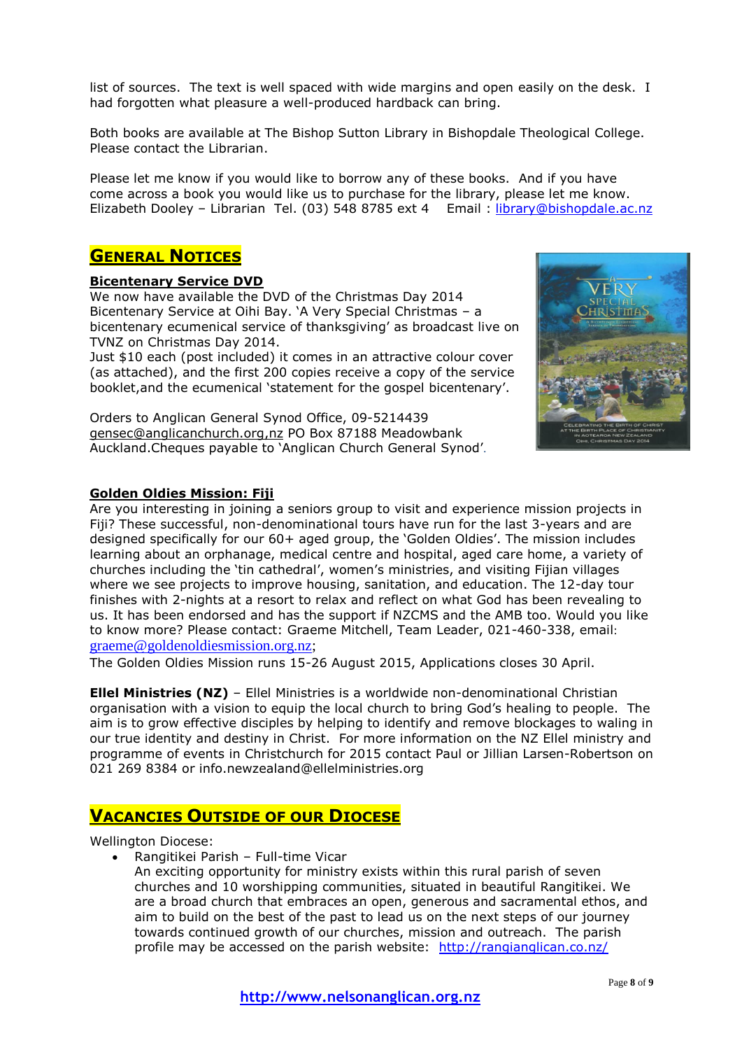list of sources. The text is well spaced with wide margins and open easily on the desk. I had forgotten what pleasure a well-produced hardback can bring.

Both books are available at The Bishop Sutton Library in Bishopdale Theological College. Please contact the Librarian.

Please let me know if you would like to borrow any of these books. And if you have come across a book you would like us to purchase for the library, please let me know. Elizabeth Dooley – Librarian Tel. (03) 548 8785 ext 4 Email : library@bishopdale.ac.nz

## GENERAL NOTICES

### Bicentenary Service DVD

We now have available the DVD of the Christmas Day 2014 Bicentenary Service at Oihi Bay. 'A Very Special Christmas – a bicentenary ecumenical service of thanksgiving' as broadcast live on TVNZ on Christmas Day 2014.
Just $10 each (post included) it comes in an attractive colour cover (as attached), and the first 200 copies receive a copy of the service booklet,and the ecumenical 'statement for the gospel bicentenary'.

Orders to Anglican General Synod Office, 09-5214439 gensec@anglicanchurch.org,nz PO Box 87188 Meadowbank Auckland.Cheques payable to 'Anglican Church General Synod'.

### Golden Oldies Mission: Fiji

Are you interesting in joining a seniors group to visit and experience mission projects in Fiji? These successful, non-denominational tours have run for the last 3-years and are designed specifically for our 60+ aged group, the 'Golden Oldies'. The mission includes learning about an orphanage, medical centre and hospital, aged care home, a variety of churches including the 'tin cathedral', women's ministries, and visiting Fijian villages where we see projects to improve housing, sanitation, and education. The 12-day tour finishes with 2-nights at a resort to relax and reflect on what God has been revealing to us. It has been endorsed and has the support if NZCMS and the AMB too. Would you like to know more? Please contact: Graeme Mitchell, Team Leader, 021-460-338, email: graeme@goldenoldiesmission.org.nz;
The Golden Oldies Mission runs 15-26 August 2015, Applications closes 30 April.

**Ellel Ministries (NZ)** – Ellel Ministries is a worldwide non-denominational Christian organisation with a vision to equip the local church to bring God's healing to people. The aim is to grow effective disciples by helping to identify and remove blockages to waling in our true identity and destiny in Christ. For more information on the NZ Ellel ministry and programme of events in Christchurch for 2015 contact Paul or Jillian Larsen-Robertson on 021 269 8384 or info.newzealand@ellelministries.org

## VACANCIES OUTSIDE OF OUR DIOCESE

Wellington Diocese:

- Rangitikei Parish – Full-time Vicar
  An exciting opportunity for ministry exists within this rural parish of seven churches and 10 worshipping communities, situated in beautiful Rangitikei. We are a broad church that embraces an open, generous and sacramental ethos, and aim to build on the best of the past to lead us on the next steps of our journey towards continued growth of our churches, mission and outreach. The parish profile may be accessed on the parish website: http://rangianglican.co.nz/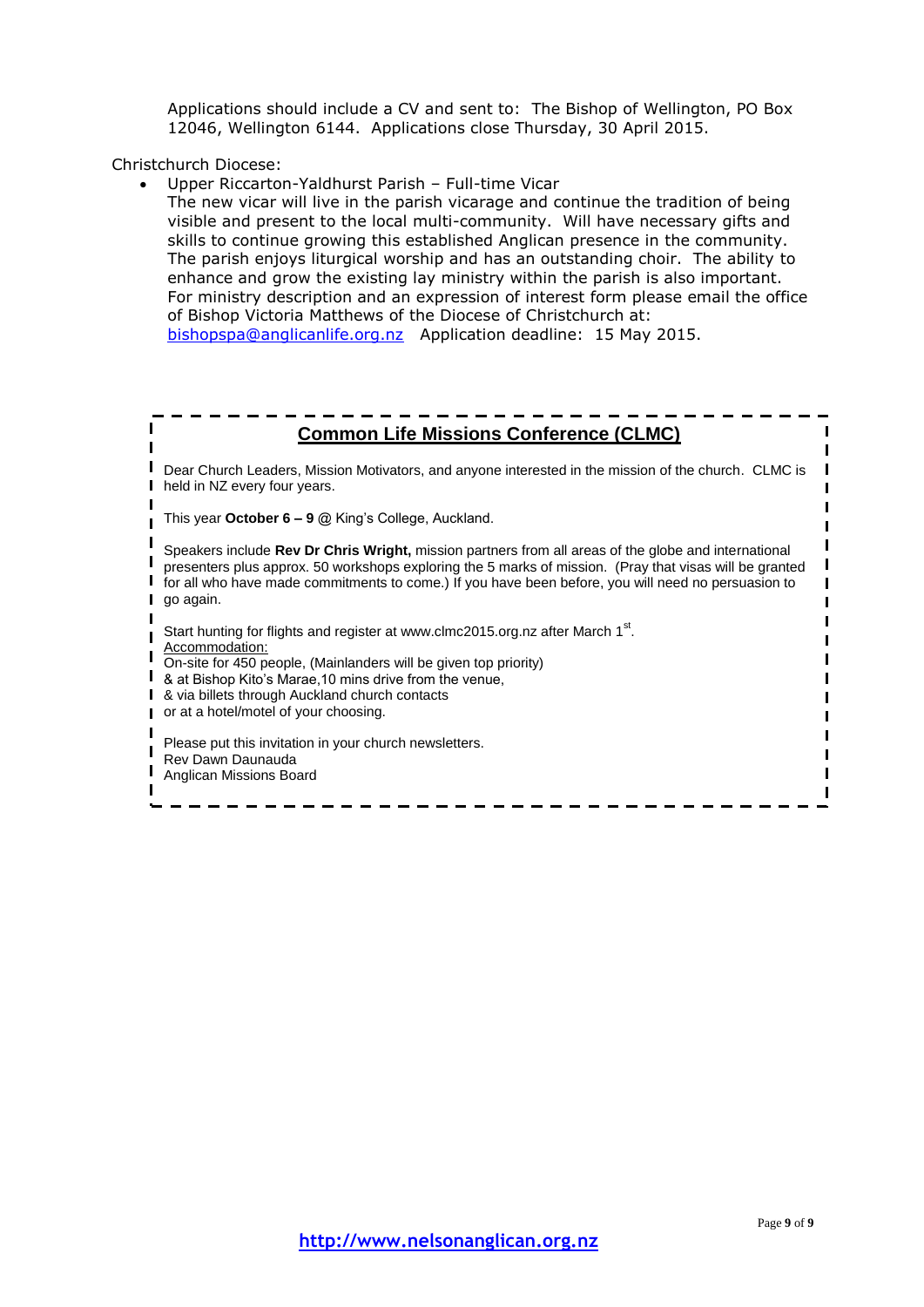Applications should include a CV and sent to: The Bishop of Wellington, PO Box 12046, Wellington 6144. Applications close Thursday, 30 April 2015.

Christchurch Diocese:

- Upper Riccarton-Yaldhurst Parish – Full-time Vicar
  The new vicar will live in the parish vicarage and continue the tradition of being visible and present to the local multi-community. Will have necessary gifts and skills to continue growing this established Anglican presence in the community. The parish enjoys liturgical worship and has an outstanding choir. The ability to enhance and grow the existing lay ministry within the parish is also important. For ministry description and an expression of interest form please email the office of Bishop Victoria Matthews of the Diocese of Christchurch at: bishopspa@anglicanlife.org.nz Application deadline: 15 May 2015.

## Common Life Missions Conference (CLMC)

Dear Church Leaders, Mission Motivators, and anyone interested in the mission of the church. CLMC is held in NZ every four years.

This year **October 6 – 9** @ King's College, Auckland.

Speakers include **Rev Dr Chris Wright,** mission partners from all areas of the globe and international presenters plus approx. 50 workshops exploring the 5 marks of mission. (Pray that visas will be granted for all who have made commitments to come.) If you have been before, you will need no persuasion to go again.

Start hunting for flights and register at www.clmc2015.org.nz after March 1st.

Accommodation:
On-site for 450 people, (Mainlanders will be given top priority)
& at Bishop Kito's Marae,10 mins drive from the venue,
& via billets through Auckland church contacts
or at a hotel/motel of your choosing.

Please put this invitation in your church newsletters.
Rev Dawn Daunauda
Anglican Missions Board

**http://www.nelsonanglican.org.nz**